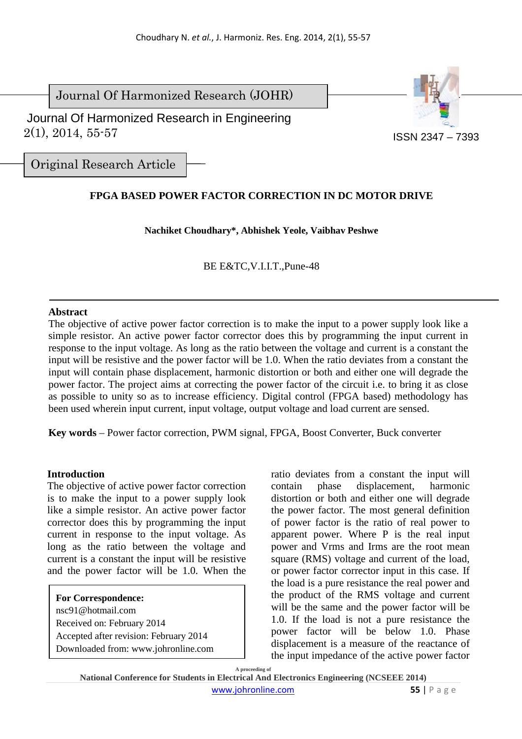Journal Of Harmonized Research (JOHR)

Journal Of Harmonized Research in Engineering
2(1), 2014, 55-57

ISSN 2347 – 7393

Original Research Article

# FPGA BASED POWER FACTOR CORRECTION IN DC MOTOR DRIVE

**Nachiket Choudhary\*, Abhishek Yeole, Vaibhav Peshwe**

BE E&TC,V.I.I.T.,Pune-48

---

**Abstract**

The objective of active power factor correction is to make the input to a power supply look like a simple resistor. An active power factor corrector does this by programming the input current in response to the input voltage. As long as the ratio between the voltage and current is a constant the input will be resistive and the power factor will be 1.0. When the ratio deviates from a constant the input will contain phase displacement, harmonic distortion or both and either one will degrade the power factor. The project aims at correcting the power factor of the circuit i.e. to bring it as close as possible to unity so as to increase efficiency. Digital control (FPGA based) methodology has been used wherein input current, input voltage, output voltage and load current are sensed.

**Key words** – Power factor correction, PWM signal, FPGA, Boost Converter, Buck converter

## Introduction

The objective of active power factor correction is to make the input to a power supply look like a simple resistor. An active power factor corrector does this by programming the input current in response to the input voltage. As long as the ratio between the voltage and current is a constant the input will be resistive and the power factor will be 1.0. When the ratio deviates from a constant the input will contain phase displacement, harmonic distortion or both and either one will degrade the power factor. The most general definition of power factor is the ratio of real power to apparent power. Where P is the real input power and Vrms and Irms are the root mean square (RMS) voltage and current of the load, or power factor corrector input in this case. If the load is a pure resistance the real power and the product of the RMS voltage and current will be the same and the power factor will be 1.0. If the load is not a pure resistance the power factor will be below 1.0. Phase displacement is a measure of the reactance of the input impedance of the active power factor

**For Correspondence:**
nsc91@hotmail.com
Received on: February 2014
Accepted after revision: February 2014
Downloaded from: www.johronline.com

A proceeding of
National Conference for Students in Electrical And Electronics Engineering (NCSEEE 2014)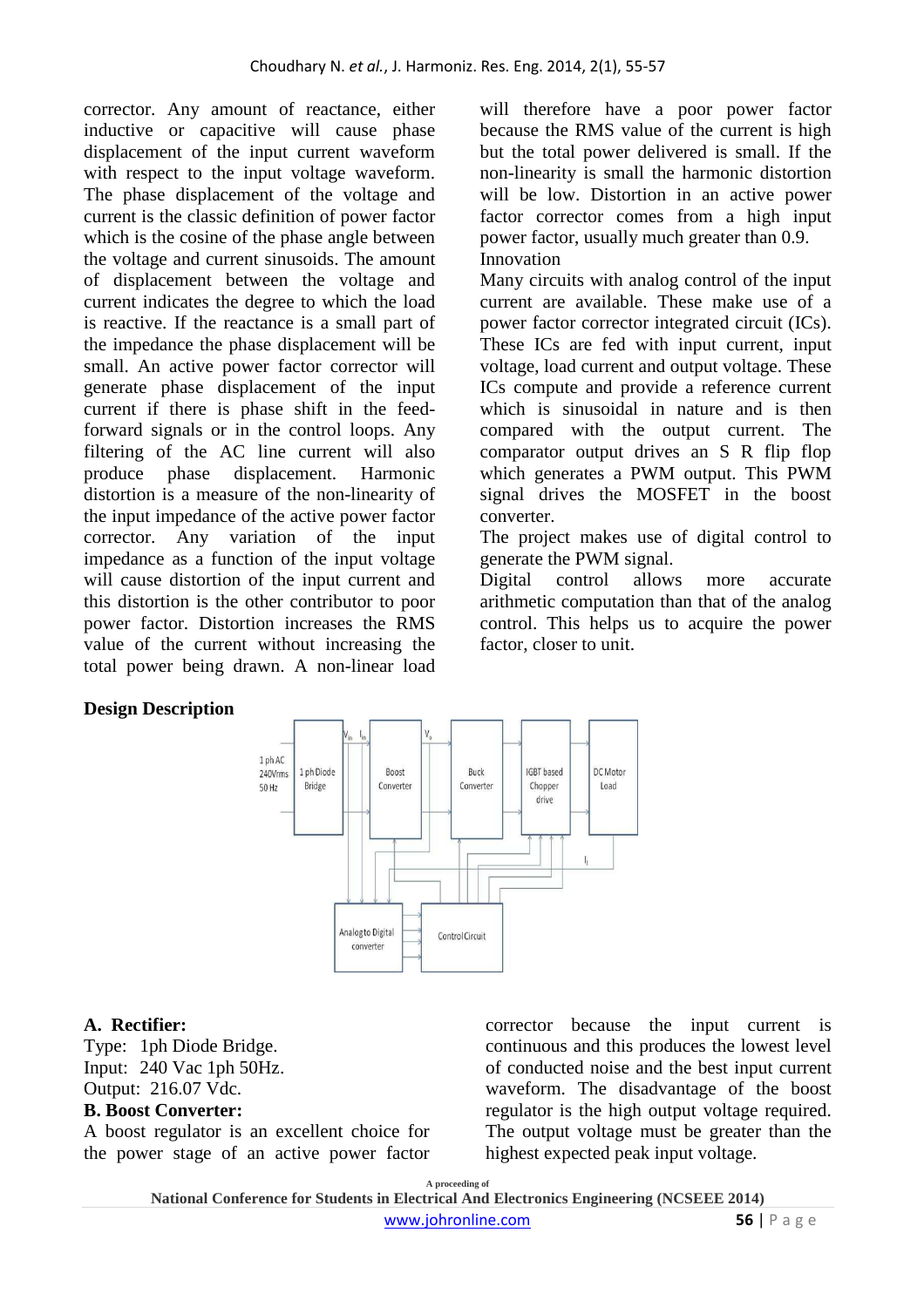corrector. Any amount of reactance, either inductive or capacitive will cause phase displacement of the input current waveform with respect to the input voltage waveform. The phase displacement of the voltage and current is the classic definition of power factor which is the cosine of the phase angle between the voltage and current sinusoids. The amount of displacement between the voltage and current indicates the degree to which the load is reactive. If the reactance is a small part of the impedance the phase displacement will be small. An active power factor corrector will generate phase displacement of the input current if there is phase shift in the feed-forward signals or in the control loops. Any filtering of the AC line current will also produce phase displacement. Harmonic distortion is a measure of the non-linearity of the input impedance of the active power factor corrector. Any variation of the input impedance as a function of the input voltage will cause distortion of the input current and this distortion is the other contributor to poor power factor. Distortion increases the RMS value of the current without increasing the total power being drawn. A non-linear load will therefore have a poor power factor because the RMS value of the current is high but the total power delivered is small. If the non-linearity is small the harmonic distortion will be low. Distortion in an active power factor corrector comes from a high input power factor, usually much greater than 0.9.

Innovation

Many circuits with analog control of the input current are available. These make use of a power factor corrector integrated circuit (ICs). These ICs are fed with input current, input voltage, load current and output voltage. These ICs compute and provide a reference current which is sinusoidal in nature and is then compared with the output current. The comparator output drives an S R flip flop which generates a PWM output. This PWM signal drives the MOSFET in the boost converter.

The project makes use of digital control to generate the PWM signal.

Digital control allows more accurate arithmetic computation than that of the analog control. This helps us to acquire the power factor, closer to unit.

**Design Description**

**A. Rectifier:**

Type: 1ph Diode Bridge.
Input: 240 Vac 1ph 50Hz.
Output: 216.07 Vdc.

**B. Boost Converter:**

A boost regulator is an excellent choice for the power stage of an active power factor corrector because the input current is continuous and this produces the lowest level of conducted noise and the best input current waveform. The disadvantage of the boost regulator is the high output voltage required. The output voltage must be greater than the highest expected peak input voltage.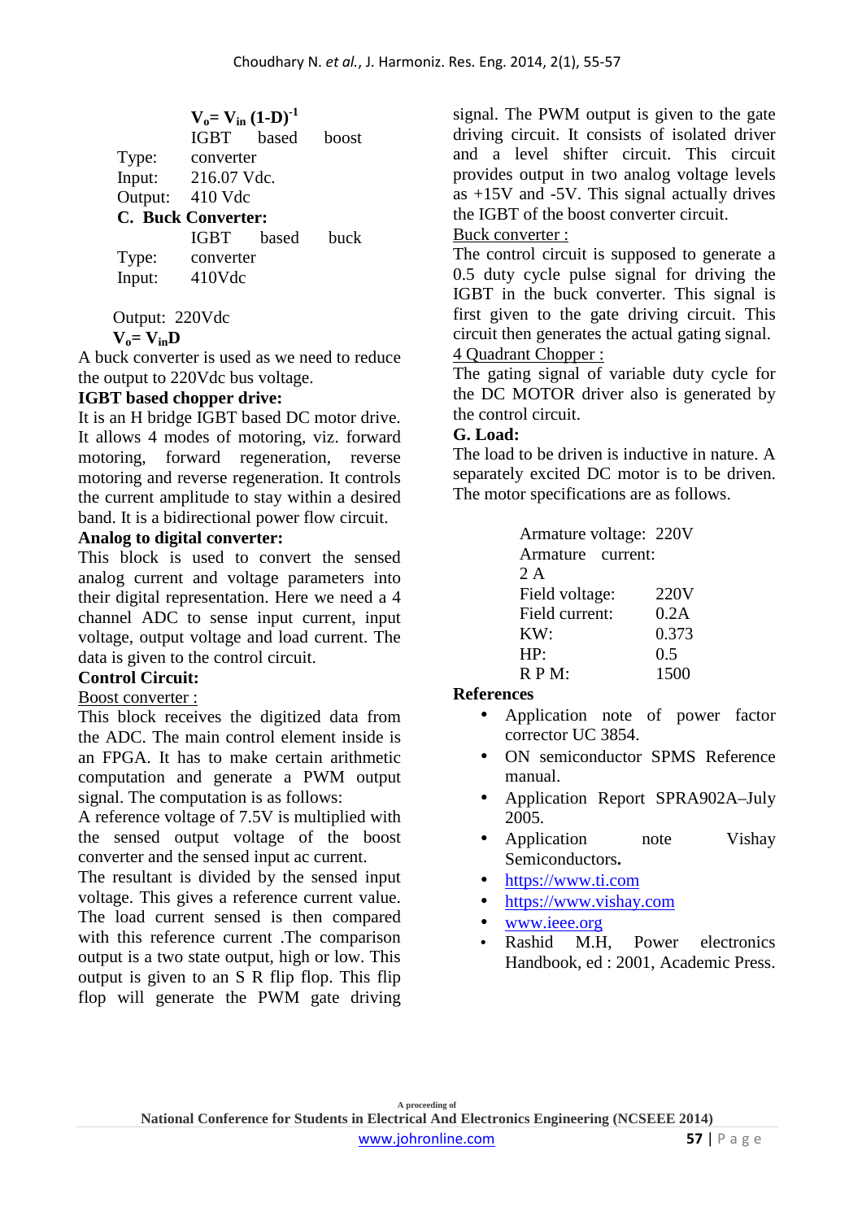$$V_o = V_{in} (1-D)^{-1}$$

Type: IGBT based boost converter
Input: 216.07 Vdc.
Output: 410 Vdc

**C. Buck Converter:**

Type: IGBT based buck converter
Input: 410Vdc

Output: 220Vdc

$$V_o = V_{in} D$$

A buck converter is used as we need to reduce the output to 220Vdc bus voltage.

**IGBT based chopper drive:**

It is an H bridge IGBT based DC motor drive. It allows 4 modes of motoring, viz. forward motoring, forward regeneration, reverse motoring and reverse regeneration. It controls the current amplitude to stay within a desired band. It is a bidirectional power flow circuit.

**Analog to digital converter:**

This block is used to convert the sensed analog current and voltage parameters into their digital representation. Here we need a 4 channel ADC to sense input current, input voltage, output voltage and load current. The data is given to the control circuit.

**Control Circuit:**

Boost converter :

This block receives the digitized data from the ADC. The main control element inside is an FPGA. It has to make certain arithmetic computation and generate a PWM output signal. The computation is as follows:

A reference voltage of 7.5V is multiplied with the sensed output voltage of the boost converter and the sensed input ac current.

The resultant is divided by the sensed input voltage. This gives a reference current value. The load current sensed is then compared with this reference current .The comparison output is a two state output, high or low. This output is given to an S R flip flop. This flip flop will generate the PWM gate driving signal. The PWM output is given to the gate driving circuit. It consists of isolated driver and a level shifter circuit. This circuit provides output in two analog voltage levels as +15V and -5V. This signal actually drives the IGBT of the boost converter circuit.

Buck converter :

The control circuit is supposed to generate a 0.5 duty cycle pulse signal for driving the IGBT in the buck converter. This signal is first given to the gate driving circuit. This circuit then generates the actual gating signal.

4 Quadrant Chopper :

The gating signal of variable duty cycle for the DC MOTOR driver also is generated by the control circuit.

**G. Load:**

The load to be driven is inductive in nature. A separately excited DC motor is to be driven. The motor specifications are as follows.

| | |
|---|---|
| Armature voltage: | 220V |
| Armature current: | 2 A |
| Field voltage: | 220V |
| Field current: | 0.2A |
| KW: | 0.373 |
| HP: | 0.5 |
| R P M: | 1500 |

**References**

- Application note of power factor corrector UC 3854.
- ON semiconductor SPMS Reference manual.
- Application Report SPRA902A–July 2005.
- Application note Vishay Semiconductors.
- https://www.ti.com
- https://www.vishay.com
- www.ieee.org
- Rashid M.H, Power electronics Handbook, ed : 2001, Academic Press.